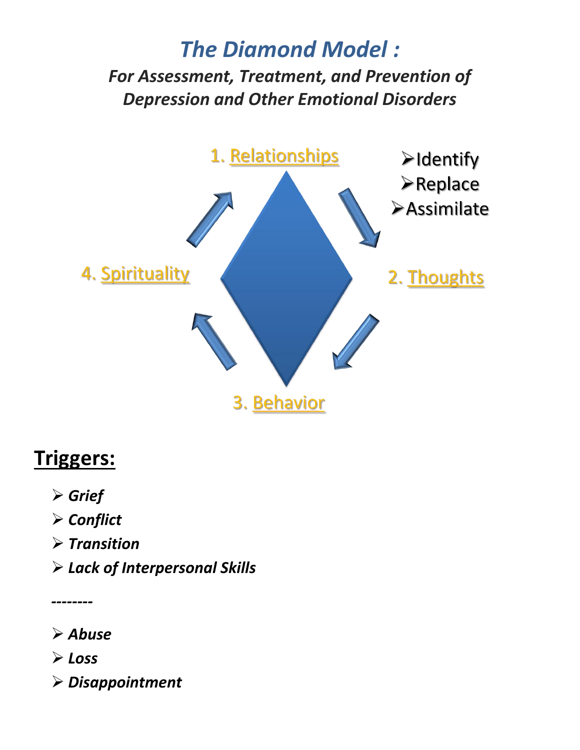# *The Diamond Model :*

***For Assessment, Treatment, and Prevention of Depression and Other Emotional Disorders***

1. Relationships
2. Thoughts
3. Behavior
4. Spirituality

- Identify
- Replace
- Assimilate

## Triggers:

- ***Grief***
- ***Conflict***
- ***Transition***
- ***Lack of Interpersonal Skills***

*--------*

- ***Abuse***
- ***Loss***
- ***Disappointment***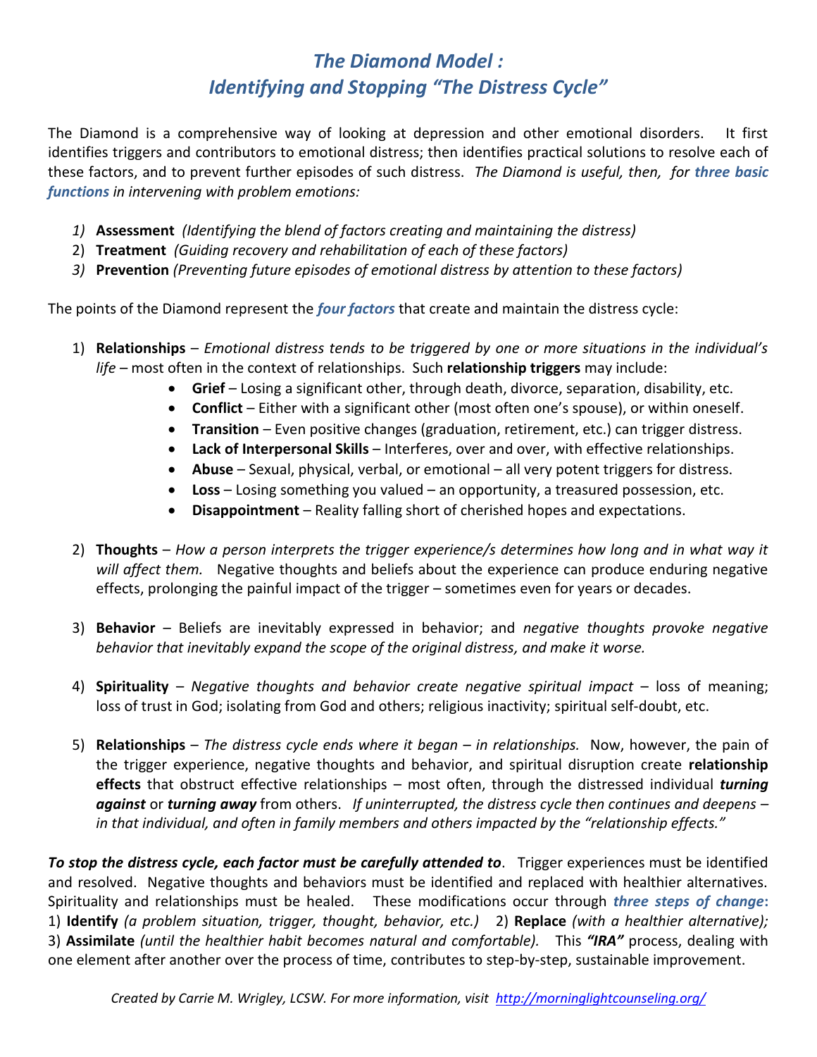# *The Diamond Model : Identifying and Stopping "The Distress Cycle"*

The Diamond is a comprehensive way of looking at depression and other emotional disorders. It first identifies triggers and contributors to emotional distress; then identifies practical solutions to resolve each of these factors, and to prevent further episodes of such distress. *The Diamond is useful, then, for **three basic functions** in intervening with problem emotions:*

1) **Assessment** *(Identifying the blend of factors creating and maintaining the distress)*
2) **Treatment** *(Guiding recovery and rehabilitation of each of these factors)*
3) **Prevention** *(Preventing future episodes of emotional distress by attention to these factors)*

The points of the Diamond represent the ***four factors*** that create and maintain the distress cycle:

1) **Relationships** – *Emotional distress tends to be triggered by one or more situations in the individual's life* – most often in the context of relationships. Such **relationship triggers** may include:
   - **Grief** – Losing a significant other, through death, divorce, separation, disability, etc.
   - **Conflict** – Either with a significant other (most often one's spouse), or within oneself.
   - **Transition** – Even positive changes (graduation, retirement, etc.) can trigger distress.
   - **Lack of Interpersonal Skills** – Interferes, over and over, with effective relationships.
   - **Abuse** – Sexual, physical, verbal, or emotional – all very potent triggers for distress.
   - **Loss** – Losing something you valued – an opportunity, a treasured possession, etc.
   - **Disappointment** – Reality falling short of cherished hopes and expectations.

2) **Thoughts** – *How a person interprets the trigger experience/s determines how long and in what way it will affect them.* Negative thoughts and beliefs about the experience can produce enduring negative effects, prolonging the painful impact of the trigger – sometimes even for years or decades.

3) **Behavior** – Beliefs are inevitably expressed in behavior; and *negative thoughts provoke negative behavior that inevitably expand the scope of the original distress, and make it worse.*

4) **Spirituality** – *Negative thoughts and behavior create negative spiritual impact* – loss of meaning; loss of trust in God; isolating from God and others; religious inactivity; spiritual self-doubt, etc.

5) **Relationships** – *The distress cycle ends where it began – in relationships.* Now, however, the pain of the trigger experience, negative thoughts and behavior, and spiritual disruption create **relationship effects** that obstruct effective relationships – most often, through the distressed individual ***turning against*** or ***turning away*** from others. *If uninterrupted, the distress cycle then continues and deepens – in that individual, and often in family members and others impacted by the "relationship effects."*

***To stop the distress cycle, each factor must be carefully attended to***. Trigger experiences must be identified and resolved. Negative thoughts and behaviors must be identified and replaced with healthier alternatives. Spirituality and relationships must be healed. These modifications occur through ***three steps of change*:** 1) **Identify** *(a problem situation, trigger, thought, behavior, etc.)* 2) **Replace** *(with a healthier alternative);* 3) **Assimilate** *(until the healthier habit becomes natural and comfortable).* This ***"IRA"*** process, dealing with one element after another over the process of time, contributes to step-by-step, sustainable improvement.

*Created by Carrie M. Wrigley, LCSW. For more information, visit [http://morninglightcounseling.org/](http://morninglightcounseling.org/)*